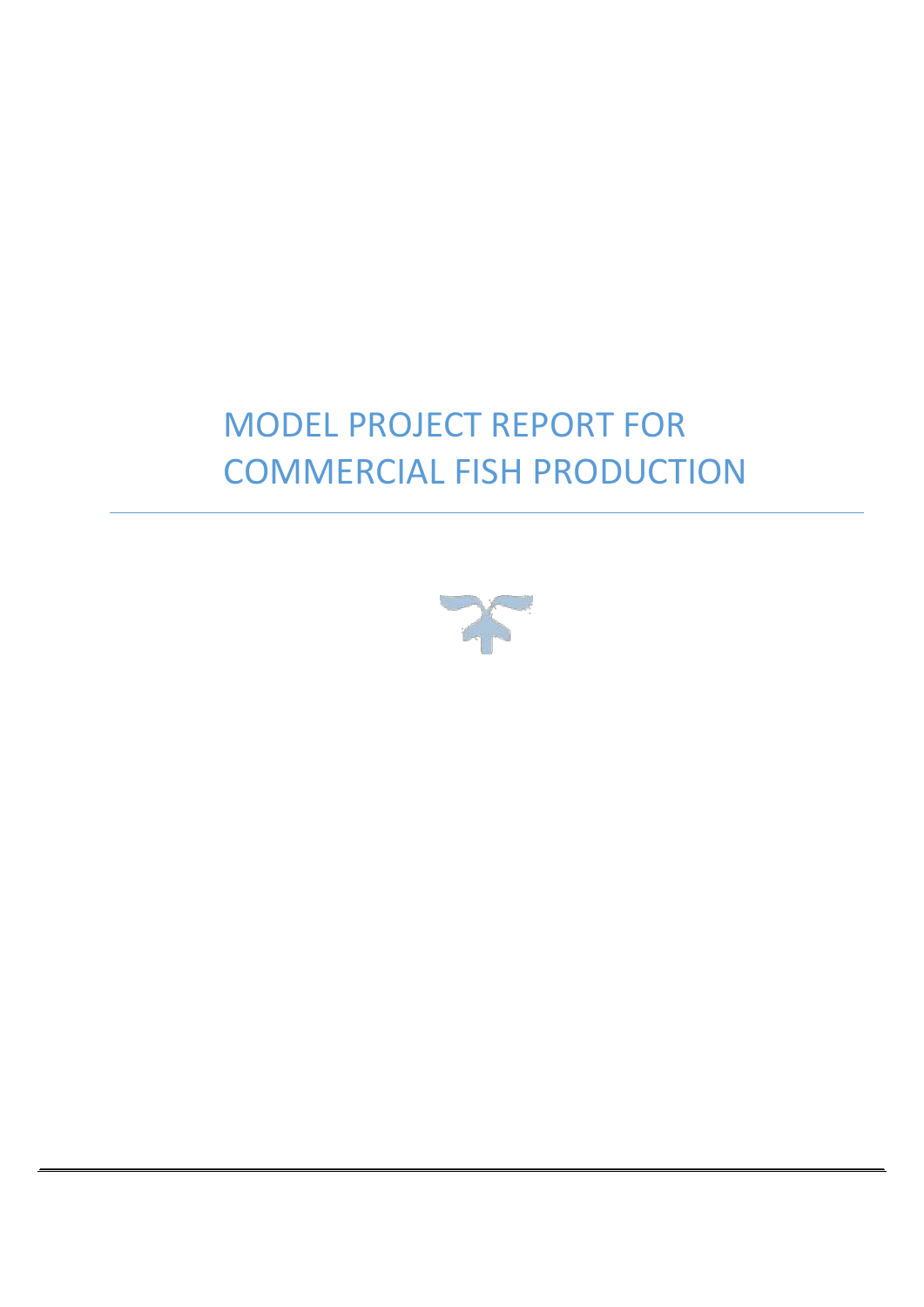# MODEL PROJECT REPORT FOR COMMERCIAL FISH PRODUCTION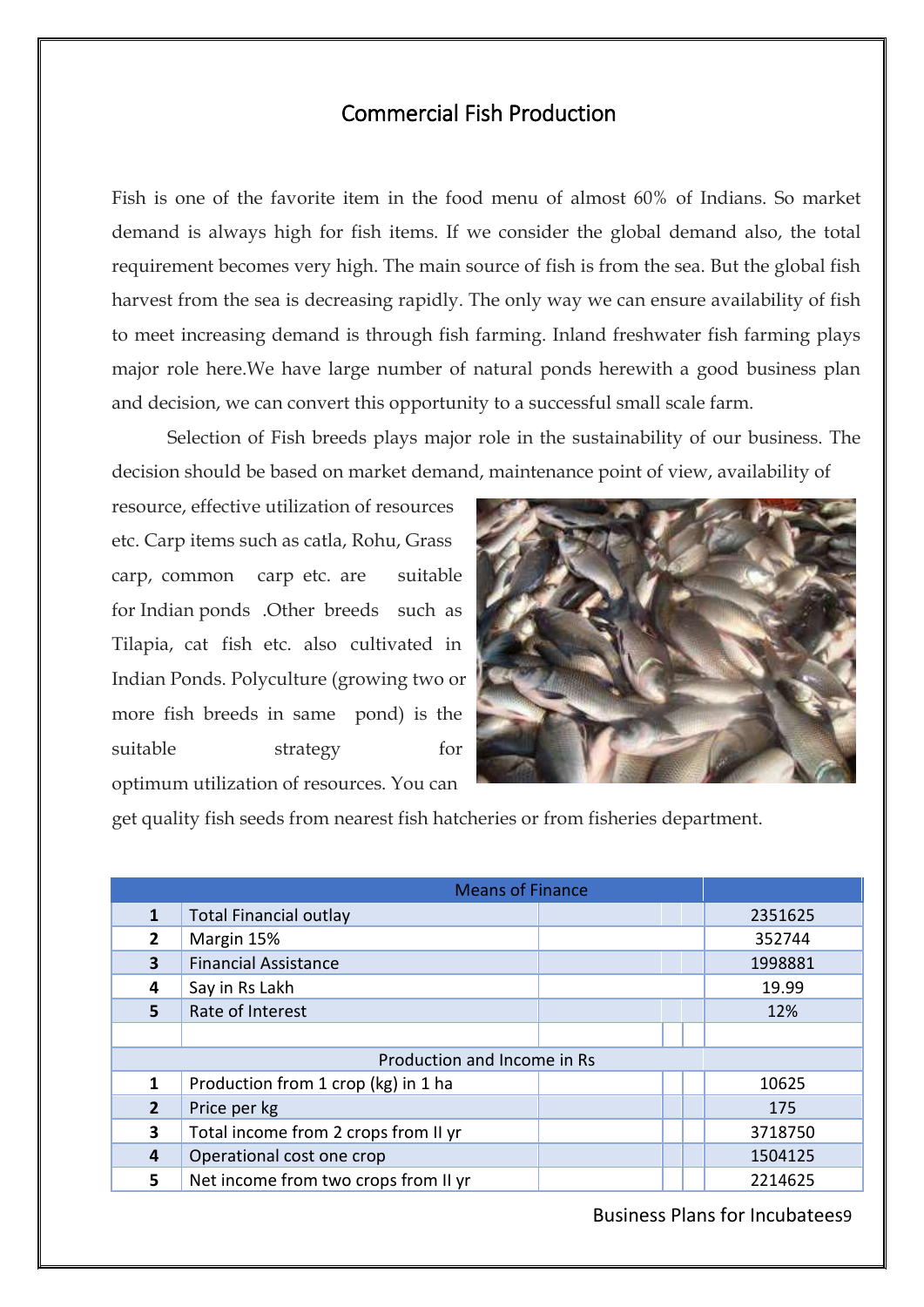# Commercial Fish Production

Fish is one of the favorite item in the food menu of almost 60% of Indians. So market demand is always high for fish items. If we consider the global demand also, the total requirement becomes very high. The main source of fish is from the sea. But the global fish harvest from the sea is decreasing rapidly. The only way we can ensure availability of fish to meet increasing demand is through fish farming. Inland freshwater fish farming plays major role here.We have large number of natural ponds herewith a good business plan and decision, we can convert this opportunity to a successful small scale farm.

Selection of Fish breeds plays major role in the sustainability of our business. The decision should be based on market demand, maintenance point of view, availability of resource, effective utilization of resources etc. Carp items such as catla, Rohu, Grass carp, common carp etc. are suitable for Indian ponds .Other breeds such as Tilapia, cat fish etc. also cultivated in Indian Ponds. Polyculture (growing two or more fish breeds in same pond) is the suitable strategy for optimum utilization of resources. You can get quality fish seeds from nearest fish hatcheries or from fisheries department.

| Means of Finance | | |
|---|---|---|
| 1 | Total Financial outlay | 2351625 |
| 2 | Margin 15% | 352744 |
| 3 | Financial Assistance | 1998881 |
| 4 | Say in Rs Lakh | 19.99 |
| 5 | Rate of Interest | 12% |
| | | |
| Production and Income in Rs | | |
| 1 | Production from 1 crop (kg) in 1 ha | 10625 |
| 2 | Price per kg | 175 |
| 3 | Total income from 2 crops from II yr | 3718750 |
| 4 | Operational cost one crop | 1504125 |
| 5 | Net income from two crops from II yr | 2214625 |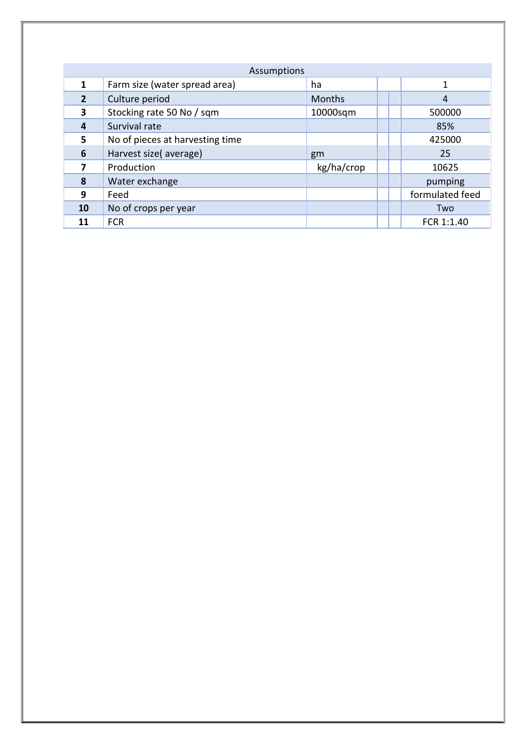| Assumptions | | | | | |
|---|---|---|---|---|---|
| **1** | Farm size (water spread area) | ha | | | 1 |
| **2** | Culture period | Months | | | 4 |
| **3** | Stocking rate 50 No / sqm | 10000sqm | | | 500000 |
| **4** | Survival rate | | | | 85% |
| **5** | No of pieces at harvesting time | | | | 425000 |
| **6** | Harvest size( average) | gm | | | 25 |
| **7** | Production | kg/ha/crop | | | 10625 |
| **8** | Water exchange | | | | pumping |
| **9** | Feed | | | | formulated feed |
| **10** | No of crops per year | | | | Two |
| **11** | FCR | | | | FCR 1:1.40 |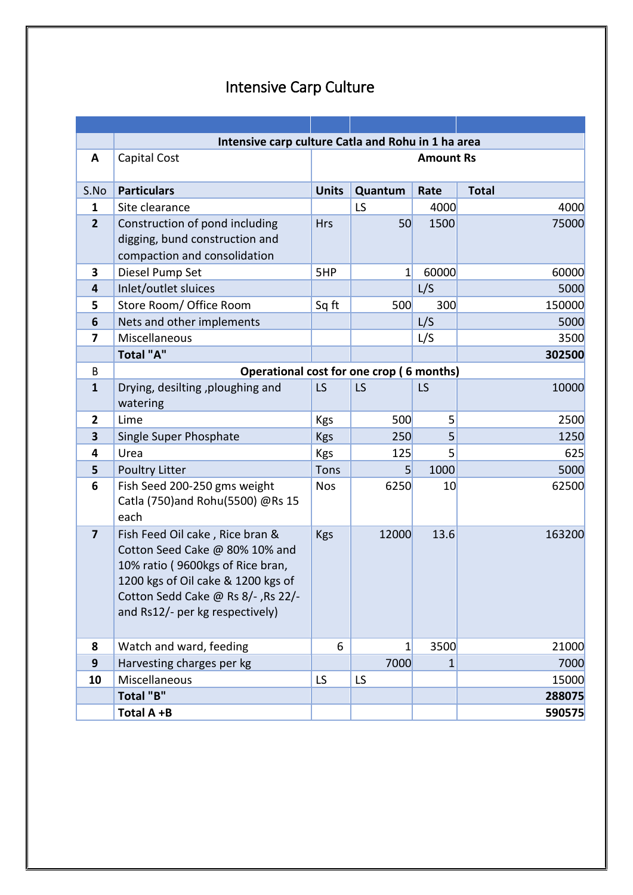# Intensive Carp Culture

| | | | | | |
|---|---|---|---|---|---|
| | **Intensive carp culture Catla and Rohu in 1 ha area** | | | | |
| **A** | Capital Cost | **Amount Rs** | | | |
| S.No | **Particulars** | **Units** | **Quantum** | **Rate** | **Total** |
| **1** | Site clearance | | LS | 4000 | 4000 |
| **2** | Construction of pond including digging, bund construction and compaction and consolidation | Hrs | 50 | 1500 | 75000 |
| **3** | Diesel Pump Set | 5HP | 1 | 60000 | 60000 |
| **4** | Inlet/outlet sluices | | | L/S | 5000 |
| **5** | Store Room/ Office Room | Sq ft | 500 | 300 | 150000 |
| **6** | Nets and other implements | | | L/S | 5000 |
| **7** | Miscellaneous | | | L/S | 3500 |
| | **Total "A"** | | | | **302500** |
| B | **Operational cost for one crop ( 6 months)** | | | | |
| **1** | Drying, desilting ,ploughing and watering | LS | LS | LS | 10000 |
| **2** | Lime | Kgs | 500 | 5 | 2500 |
| **3** | Single Super Phosphate | Kgs | 250 | 5 | 1250 |
| **4** | Urea | Kgs | 125 | 5 | 625 |
| **5** | Poultry Litter | Tons | 5 | 1000 | 5000 |
| **6** | Fish Seed 200-250 gms weight Catla (750)and Rohu(5500) @Rs 15 each | Nos | 6250 | 10 | 62500 |
| **7** | Fish Feed Oil cake , Rice bran & Cotton Seed Cake @ 80% 10% and 10% ratio ( 9600kgs of Rice bran, 1200 kgs of Oil cake & 1200 kgs of Cotton Sedd Cake @ Rs 8/- ,Rs 22/- and Rs12/- per kg respectively) | Kgs | 12000 | 13.6 | 163200 |
| **8** | Watch and ward, feeding | 6 | 1 | 3500 | 21000 |
| **9** | Harvesting charges per kg | | 7000 | 1 | 7000 |
| **10** | Miscellaneous | LS | LS | | 15000 |
| | **Total "B"** | | | | **288075** |
| | **Total A +B** | | | | **590575** |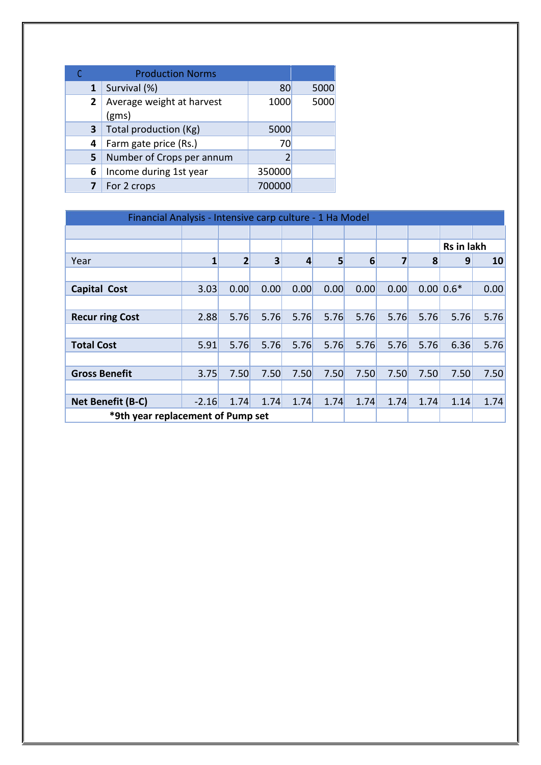| C | Production Norms | | |
|---|---|---|---|
| 1 | Survival (%) | 80 | 5000 |
| 2 | Average weight at harvest (gms) | 1000 | 5000 |
| 3 | Total production (Kg) | 5000 | |
| 4 | Farm gate price (Rs.) | 70 | |
| 5 | Number of Crops per annum | 2 | |
| 6 | Income during 1st year | 350000 | |
| 7 | For 2 crops | 700000 | |

| Financial Analysis - Intensive carp culture - 1 Ha Model | | | | | | | | | | |
|---|---|---|---|---|---|---|---|---|---|---|
| | | | | | | | | | Rs in lakh | |
| Year | 1 | 2 | 3 | 4 | 5 | 6 | 7 | 8 | 9 | 10 |
| **Capital Cost** | 3.03 | 0.00 | 0.00 | 0.00 | 0.00 | 0.00 | 0.00 | 0.00 | 0.6* | 0.00 |
| **Recur ring Cost** | 2.88 | 5.76 | 5.76 | 5.76 | 5.76 | 5.76 | 5.76 | 5.76 | 5.76 | 5.76 |
| **Total Cost** | 5.91 | 5.76 | 5.76 | 5.76 | 5.76 | 5.76 | 5.76 | 5.76 | 6.36 | 5.76 |
| **Gross Benefit** | 3.75 | 7.50 | 7.50 | 7.50 | 7.50 | 7.50 | 7.50 | 7.50 | 7.50 | 7.50 |
| **Net Benefit (B-C)** | -2.16 | 1.74 | 1.74 | 1.74 | 1.74 | 1.74 | 1.74 | 1.74 | 1.14 | 1.74 |

**\*9th year replacement of Pump set**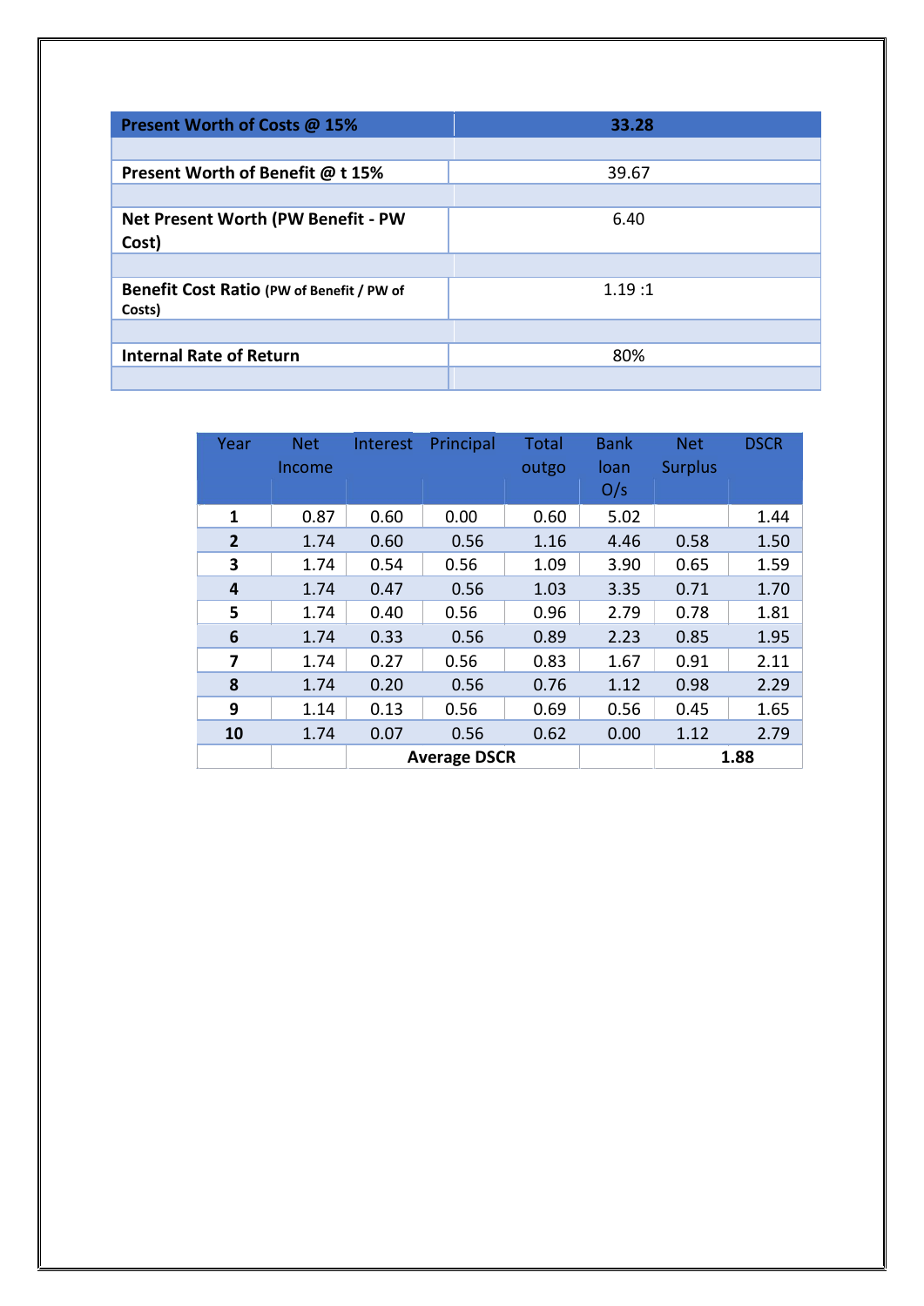| Present Worth of Costs @ 15% | 33.28 |
|---|---|
| | |
| **Present Worth of Benefit @ t 15%** | 39.67 |
| | |
| **Net Present Worth (PW Benefit - PW Cost)** | 6.40 |
| | |
| **Benefit Cost Ratio** (PW of Benefit / PW of Costs) | 1.19 :1 |
| | |
| **Internal Rate of Return** | 80% |
| | |

| Year | Net Income | Interest | Principal | Total outgo | Bank loan O/s | Net Surplus | DSCR |
|---|---|---|---|---|---|---|---|
| **1** | 0.87 | 0.60 | 0.00 | 0.60 | 5.02 | | 1.44 |
| **2** | 1.74 | 0.60 | 0.56 | 1.16 | 4.46 | 0.58 | 1.50 |
| **3** | 1.74 | 0.54 | 0.56 | 1.09 | 3.90 | 0.65 | 1.59 |
| **4** | 1.74 | 0.47 | 0.56 | 1.03 | 3.35 | 0.71 | 1.70 |
| **5** | 1.74 | 0.40 | 0.56 | 0.96 | 2.79 | 0.78 | 1.81 |
| **6** | 1.74 | 0.33 | 0.56 | 0.89 | 2.23 | 0.85 | 1.95 |
| **7** | 1.74 | 0.27 | 0.56 | 0.83 | 1.67 | 0.91 | 2.11 |
| **8** | 1.74 | 0.20 | 0.56 | 0.76 | 1.12 | 0.98 | 2.29 |
| **9** | 1.14 | 0.13 | 0.56 | 0.69 | 0.56 | 0.45 | 1.65 |
| **10** | 1.74 | 0.07 | 0.56 | 0.62 | 0.00 | 1.12 | 2.79 |
| | | **Average DSCR** | | | | **1.88** | |